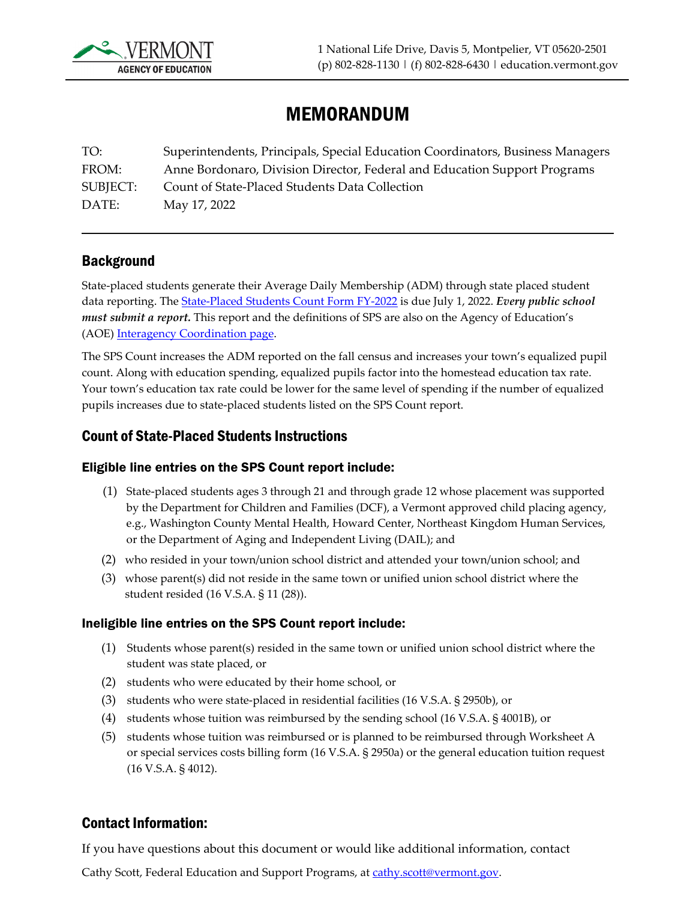VERMONT AGENCY OF EDUCATION

1 National Life Drive, Davis 5, Montpelier, VT 05620-2501
(p) 802-828-1130 | (f) 802-828-6430 | education.vermont.gov

# MEMORANDUM

TO: Superintendents, Principals, Special Education Coordinators, Business Managers
FROM: Anne Bordonaro, Division Director, Federal and Education Support Programs
SUBJECT: Count of State-Placed Students Data Collection
DATE: May 17, 2022

---

## Background

State-placed students generate their Average Daily Membership (ADM) through state placed student data reporting. The State-Placed Students Count Form FY-2022 is due July 1, 2022. ***Every public school must submit a report.*** This report and the definitions of SPS are also on the Agency of Education's (AOE) Interagency Coordination page.

The SPS Count increases the ADM reported on the fall census and increases your town's equalized pupil count. Along with education spending, equalized pupils factor into the homestead education tax rate. Your town's education tax rate could be lower for the same level of spending if the number of equalized pupils increases due to state-placed students listed on the SPS Count report.

## Count of State-Placed Students Instructions

### Eligible line entries on the SPS Count report include:

(1) State-placed students ages 3 through 21 and through grade 12 whose placement was supported by the Department for Children and Families (DCF), a Vermont approved child placing agency, e.g., Washington County Mental Health, Howard Center, Northeast Kingdom Human Services, or the Department of Aging and Independent Living (DAIL); and

(2) who resided in your town/union school district and attended your town/union school; and

(3) whose parent(s) did not reside in the same town or unified union school district where the student resided (16 V.S.A. § 11 (28)).

### Ineligible line entries on the SPS Count report include:

(1) Students whose parent(s) resided in the same town or unified union school district where the student was state placed, or

(2) students who were educated by their home school, or

(3) students who were state-placed in residential facilities (16 V.S.A. § 2950b), or

(4) students whose tuition was reimbursed by the sending school (16 V.S.A. § 4001B), or

(5) students whose tuition was reimbursed or is planned to be reimbursed through Worksheet A or special services costs billing form (16 V.S.A. § 2950a) or the general education tuition request (16 V.S.A. § 4012).

## Contact Information:

If you have questions about this document or would like additional information, contact Cathy Scott, Federal Education and Support Programs, at cathy.scott@vermont.gov.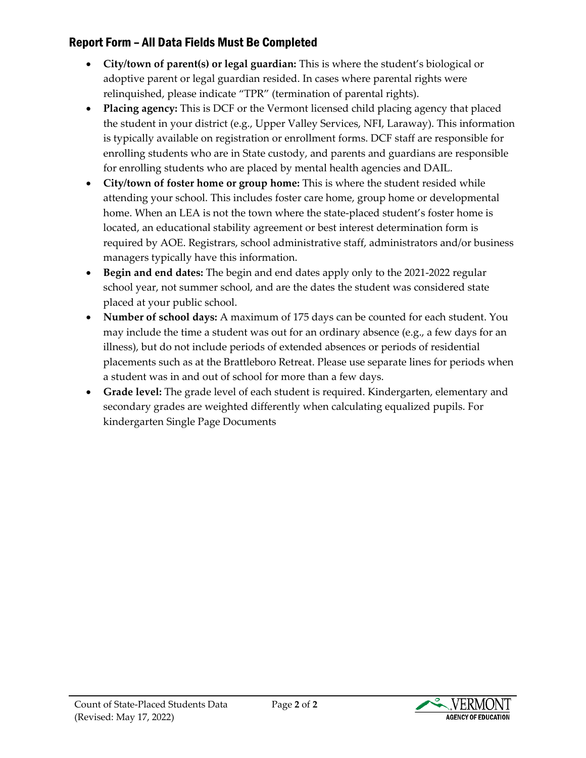## Report Form – All Data Fields Must Be Completed

- **City/town of parent(s) or legal guardian:** This is where the student's biological or adoptive parent or legal guardian resided. In cases where parental rights were relinquished, please indicate "TPR" (termination of parental rights).
- **Placing agency:** This is DCF or the Vermont licensed child placing agency that placed the student in your district (e.g., Upper Valley Services, NFI, Laraway). This information is typically available on registration or enrollment forms. DCF staff are responsible for enrolling students who are in State custody, and parents and guardians are responsible for enrolling students who are placed by mental health agencies and DAIL.
- **City/town of foster home or group home:** This is where the student resided while attending your school. This includes foster care home, group home or developmental home. When an LEA is not the town where the state-placed student's foster home is located, an educational stability agreement or best interest determination form is required by AOE. Registrars, school administrative staff, administrators and/or business managers typically have this information.
- **Begin and end dates:** The begin and end dates apply only to the 2021-2022 regular school year, not summer school, and are the dates the student was considered state placed at your public school.
- **Number of school days:** A maximum of 175 days can be counted for each student. You may include the time a student was out for an ordinary absence (e.g., a few days for an illness), but do not include periods of extended absences or periods of residential placements such as at the Brattleboro Retreat. Please use separate lines for periods when a student was in and out of school for more than a few days.
- **Grade level:** The grade level of each student is required. Kindergarten, elementary and secondary grades are weighted differently when calculating equalized pupils. For kindergarten Single Page Documents